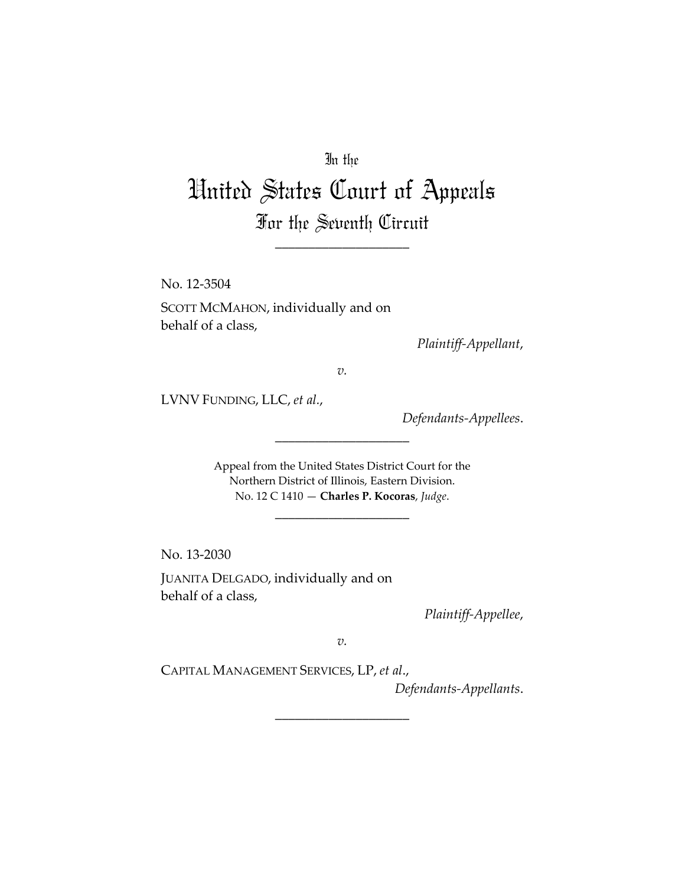In the

# United States Court of Appeals
## For the Seventh Circuit

\_\_\_\_\_\_\_\_\_\_\_\_\_\_\_\_\_\_\_\_

No. 12-3504

SCOTT MCMAHON, individually and on behalf of a class,

*Plaintiff-Appellant*,

*v.*

LVNV FUNDING, LLC, *et al.*,

*Defendants-Appellees*.

\_\_\_\_\_\_\_\_\_\_\_\_\_\_\_\_\_\_\_\_

Appeal from the United States District Court for the Northern District of Illinois, Eastern Division.
No. 12 C 1410 — **Charles P. Kocoras**, *Judge*.

\_\_\_\_\_\_\_\_\_\_\_\_\_\_\_\_\_\_\_\_

No. 13-2030

JUANITA DELGADO, individually and on behalf of a class,

*Plaintiff-Appellee*,

*v.*

CAPITAL MANAGEMENT SERVICES, LP, *et al*.,

*Defendants-Appellants*.

\_\_\_\_\_\_\_\_\_\_\_\_\_\_\_\_\_\_\_\_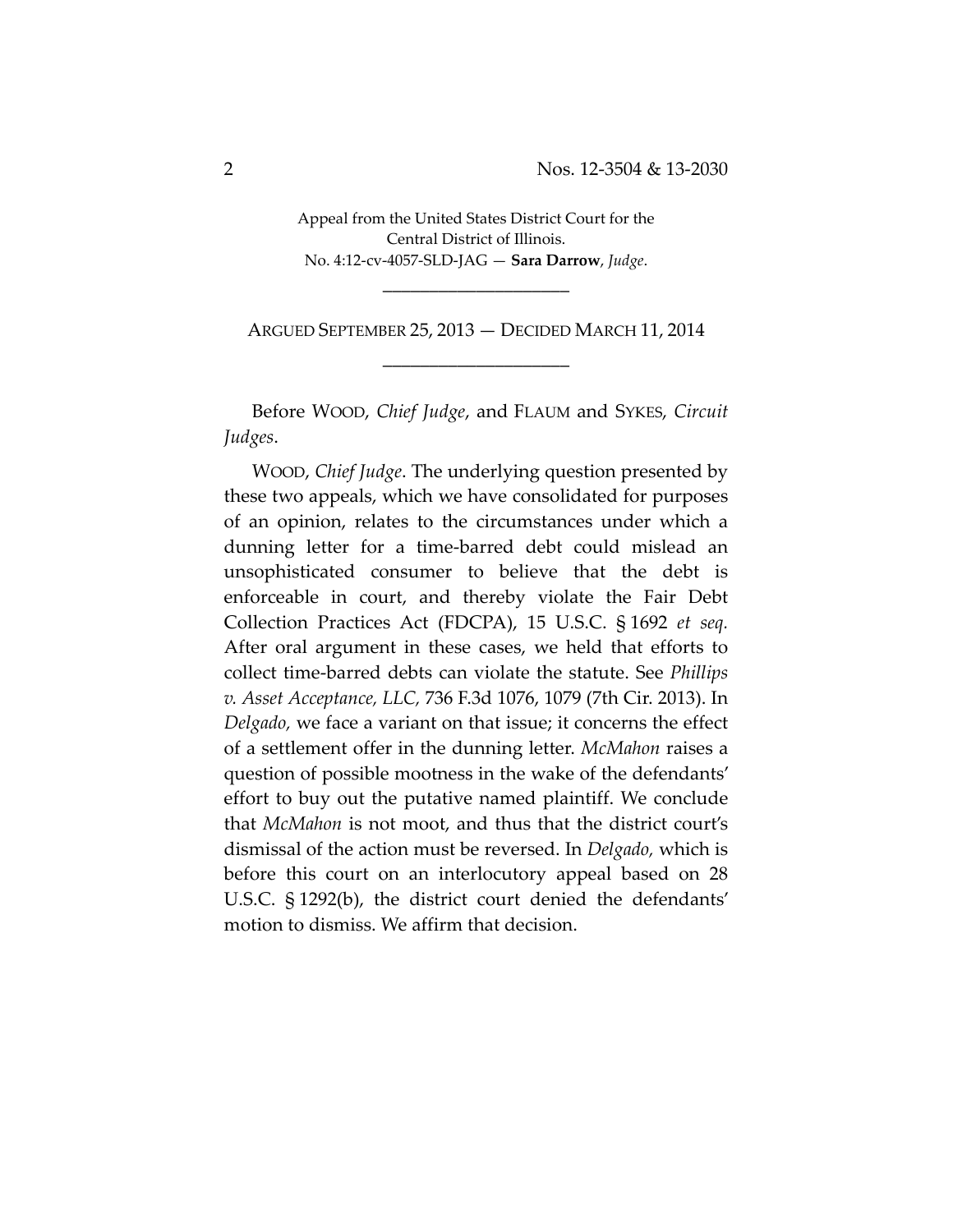Appeal from the United States District Court for the Central District of Illinois.
No. 4:12-cv-4057-SLD-JAG — **Sara Darrow**, *Judge*.

____________________

ARGUED SEPTEMBER 25, 2013 — DECIDED MARCH 11, 2014

____________________

Before WOOD, *Chief Judge*, and FLAUM and SYKES, *Circuit Judges*.

WOOD, *Chief Judge*. The underlying question presented by these two appeals, which we have consolidated for purposes of an opinion, relates to the circumstances under which a dunning letter for a time-barred debt could mislead an unsophisticated consumer to believe that the debt is enforceable in court, and thereby violate the Fair Debt Collection Practices Act (FDCPA), 15 U.S.C. § 1692 *et seq.* After oral argument in these cases, we held that efforts to collect time-barred debts can violate the statute. See *Phillips v. Asset Acceptance, LLC,* 736 F.3d 1076, 1079 (7th Cir. 2013). In *Delgado,* we face a variant on that issue; it concerns the effect of a settlement offer in the dunning letter. *McMahon* raises a question of possible mootness in the wake of the defendants' effort to buy out the putative named plaintiff. We conclude that *McMahon* is not moot, and thus that the district court's dismissal of the action must be reversed. In *Delgado,* which is before this court on an interlocutory appeal based on 28 U.S.C. § 1292(b), the district court denied the defendants' motion to dismiss. We affirm that decision.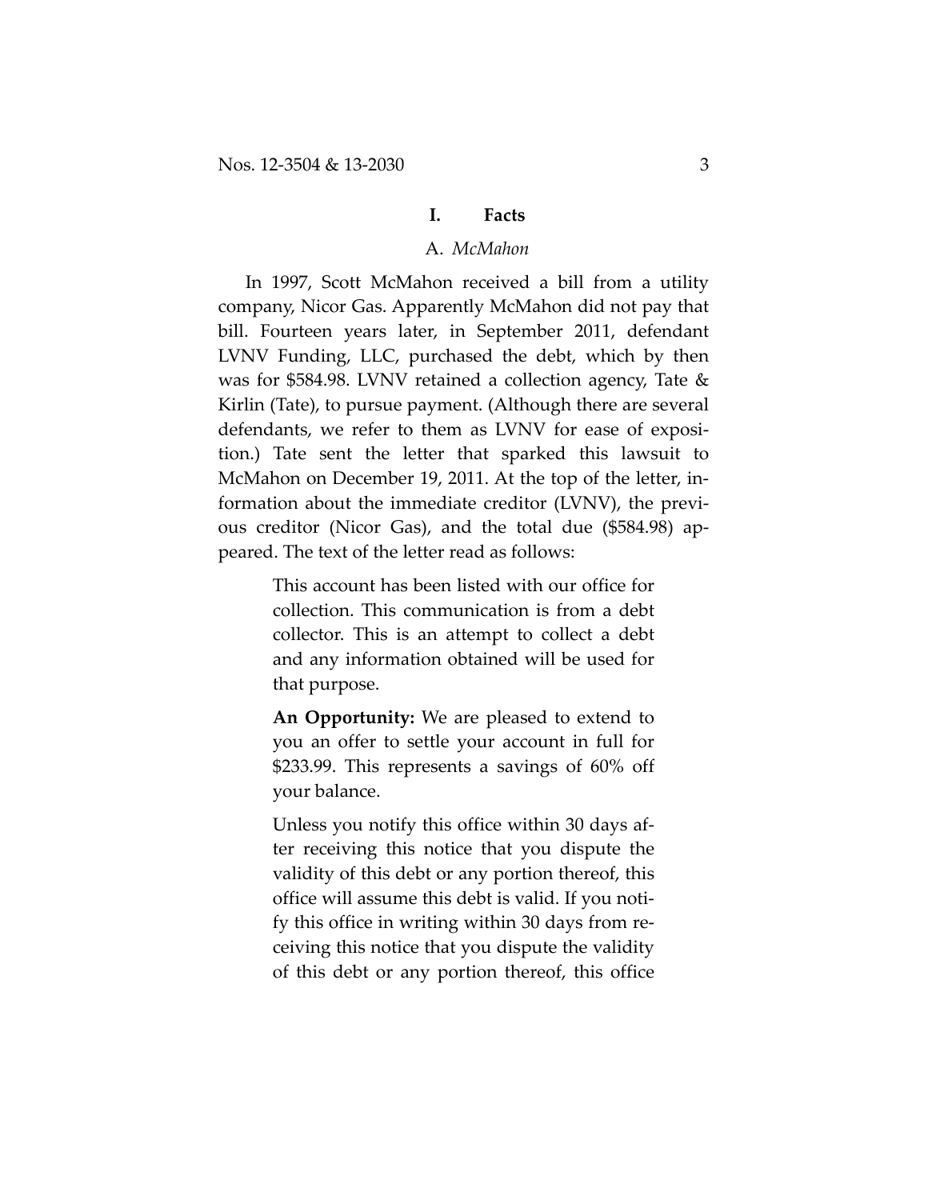## I. Facts

### A. *McMahon*

In 1997, Scott McMahon received a bill from a utility company, Nicor Gas. Apparently McMahon did not pay that bill. Fourteen years later, in September 2011, defendant LVNV Funding, LLC, purchased the debt, which by then was for $584.98. LVNV retained a collection agency, Tate & Kirlin (Tate), to pursue payment. (Although there are several defendants, we refer to them as LVNV for ease of exposition.) Tate sent the letter that sparked this lawsuit to McMahon on December 19, 2011. At the top of the letter, information about the immediate creditor (LVNV), the previous creditor (Nicor Gas), and the total due ($584.98) appeared. The text of the letter read as follows:

> This account has been listed with our office for collection. This communication is from a debt collector. This is an attempt to collect a debt and any information obtained will be used for that purpose.
>
> **An Opportunity:** We are pleased to extend to you an offer to settle your account in full for $233.99. This represents a savings of 60% off your balance.
>
> Unless you notify this office within 30 days after receiving this notice that you dispute the validity of this debt or any portion thereof, this office will assume this debt is valid. If you notify this office in writing within 30 days from receiving this notice that you dispute the validity of this debt or any portion thereof, this office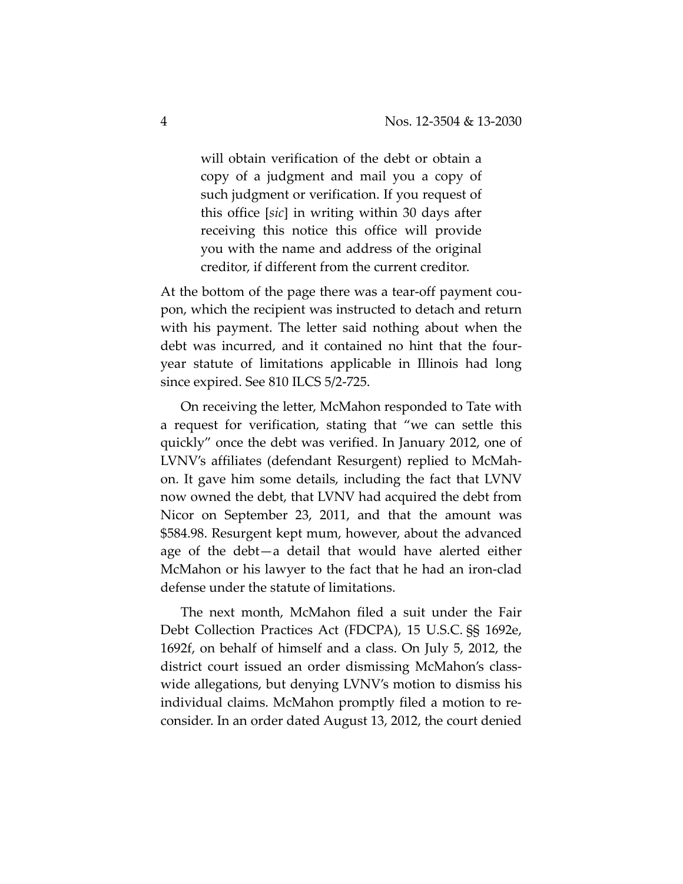> will obtain verification of the debt or obtain a copy of a judgment and mail you a copy of such judgment or verification. If you request of this office [*sic*] in writing within 30 days after receiving this notice this office will provide you with the name and address of the original creditor, if different from the current creditor.

At the bottom of the page there was a tear-off payment coupon, which the recipient was instructed to detach and return with his payment. The letter said nothing about when the debt was incurred, and it contained no hint that the four-year statute of limitations applicable in Illinois had long since expired. See 810 ILCS 5/2-725.

On receiving the letter, McMahon responded to Tate with a request for verification, stating that "we can settle this quickly" once the debt was verified. In January 2012, one of LVNV's affiliates (defendant Resurgent) replied to McMahon. It gave him some details, including the fact that LVNV now owned the debt, that LVNV had acquired the debt from Nicor on September 23, 2011, and that the amount was $584.98. Resurgent kept mum, however, about the advanced age of the debt—a detail that would have alerted either McMahon or his lawyer to the fact that he had an iron-clad defense under the statute of limitations.

The next month, McMahon filed a suit under the Fair Debt Collection Practices Act (FDCPA), 15 U.S.C. §§ 1692e, 1692f, on behalf of himself and a class. On July 5, 2012, the district court issued an order dismissing McMahon's class-wide allegations, but denying LVNV's motion to dismiss his individual claims. McMahon promptly filed a motion to reconsider. In an order dated August 13, 2012, the court denied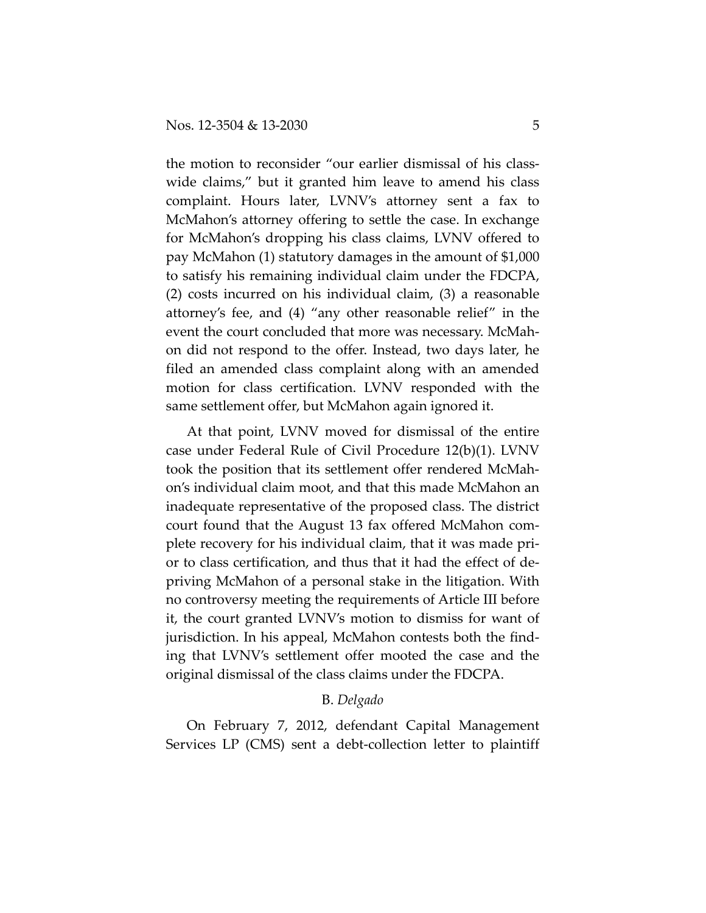the motion to reconsider "our earlier dismissal of his class-wide claims," but it granted him leave to amend his class complaint. Hours later, LVNV's attorney sent a fax to McMahon's attorney offering to settle the case. In exchange for McMahon's dropping his class claims, LVNV offered to pay McMahon (1) statutory damages in the amount of $1,000 to satisfy his remaining individual claim under the FDCPA, (2) costs incurred on his individual claim, (3) a reasonable attorney's fee, and (4) "any other reasonable relief" in the event the court concluded that more was necessary. McMahon did not respond to the offer. Instead, two days later, he filed an amended class complaint along with an amended motion for class certification. LVNV responded with the same settlement offer, but McMahon again ignored it.

At that point, LVNV moved for dismissal of the entire case under Federal Rule of Civil Procedure 12(b)(1). LVNV took the position that its settlement offer rendered McMahon's individual claim moot, and that this made McMahon an inadequate representative of the proposed class. The district court found that the August 13 fax offered McMahon complete recovery for his individual claim, that it was made prior to class certification, and thus that it had the effect of depriving McMahon of a personal stake in the litigation. With no controversy meeting the requirements of Article III before it, the court granted LVNV's motion to dismiss for want of jurisdiction. In his appeal, McMahon contests both the finding that LVNV's settlement offer mooted the case and the original dismissal of the class claims under the FDCPA.

### B. *Delgado*

On February 7, 2012, defendant Capital Management Services LP (CMS) sent a debt-collection letter to plaintiff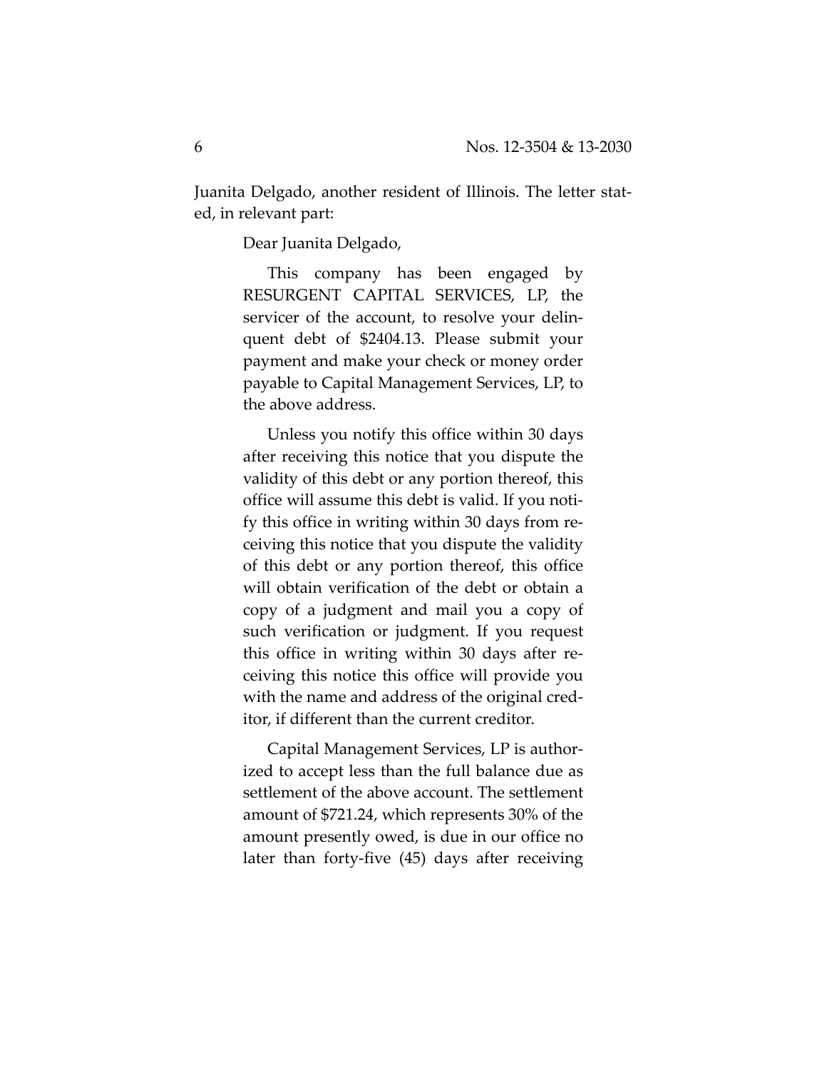Juanita Delgado, another resident of Illinois. The letter stated, in relevant part:

> Dear Juanita Delgado,
>
> This company has been engaged by RESURGENT CAPITAL SERVICES, LP, the servicer of the account, to resolve your delinquent debt of $2404.13. Please submit your payment and make your check or money order payable to Capital Management Services, LP, to the above address.
>
> Unless you notify this office within 30 days after receiving this notice that you dispute the validity of this debt or any portion thereof, this office will assume this debt is valid. If you notify this office in writing within 30 days from receiving this notice that you dispute the validity of this debt or any portion thereof, this office will obtain verification of the debt or obtain a copy of a judgment and mail you a copy of such verification or judgment. If you request this office in writing within 30 days after receiving this notice this office will provide you with the name and address of the original creditor, if different than the current creditor.
>
> Capital Management Services, LP is authorized to accept less than the full balance due as settlement of the above account. The settlement amount of $721.24, which represents 30% of the amount presently owed, is due in our office no later than forty-five (45) days after receiving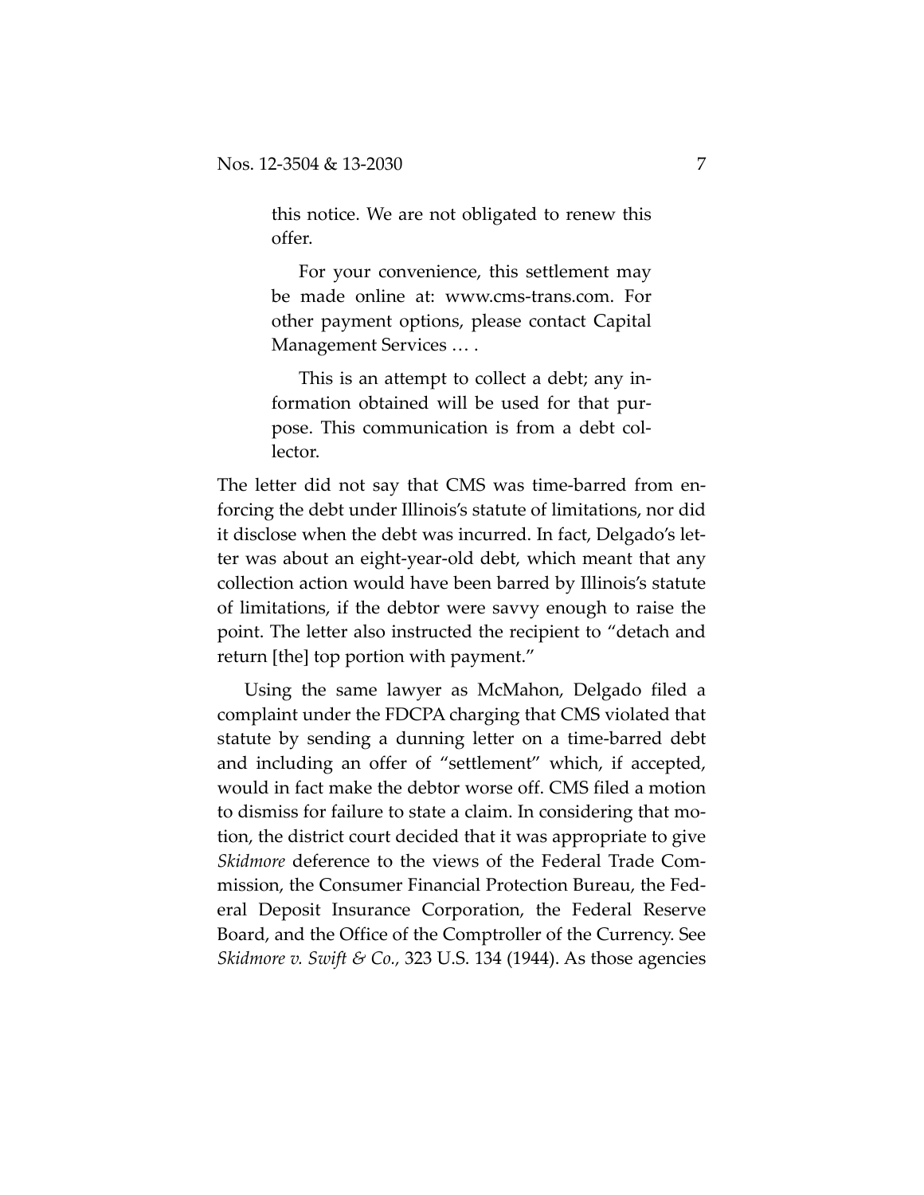> this notice. We are not obligated to renew this offer.
>
> For your convenience, this settlement may be made online at: www.cms-trans.com. For other payment options, please contact Capital Management Services … .
>
> This is an attempt to collect a debt; any information obtained will be used for that purpose. This communication is from a debt collector.

The letter did not say that CMS was time-barred from enforcing the debt under Illinois's statute of limitations, nor did it disclose when the debt was incurred. In fact, Delgado's letter was about an eight-year-old debt, which meant that any collection action would have been barred by Illinois's statute of limitations, if the debtor were savvy enough to raise the point. The letter also instructed the recipient to "detach and return [the] top portion with payment."

Using the same lawyer as McMahon, Delgado filed a complaint under the FDCPA charging that CMS violated that statute by sending a dunning letter on a time-barred debt and including an offer of "settlement" which, if accepted, would in fact make the debtor worse off. CMS filed a motion to dismiss for failure to state a claim. In considering that motion, the district court decided that it was appropriate to give *Skidmore* deference to the views of the Federal Trade Commission, the Consumer Financial Protection Bureau, the Federal Deposit Insurance Corporation, the Federal Reserve Board, and the Office of the Comptroller of the Currency. See *Skidmore v. Swift & Co.,* 323 U.S. 134 (1944). As those agencies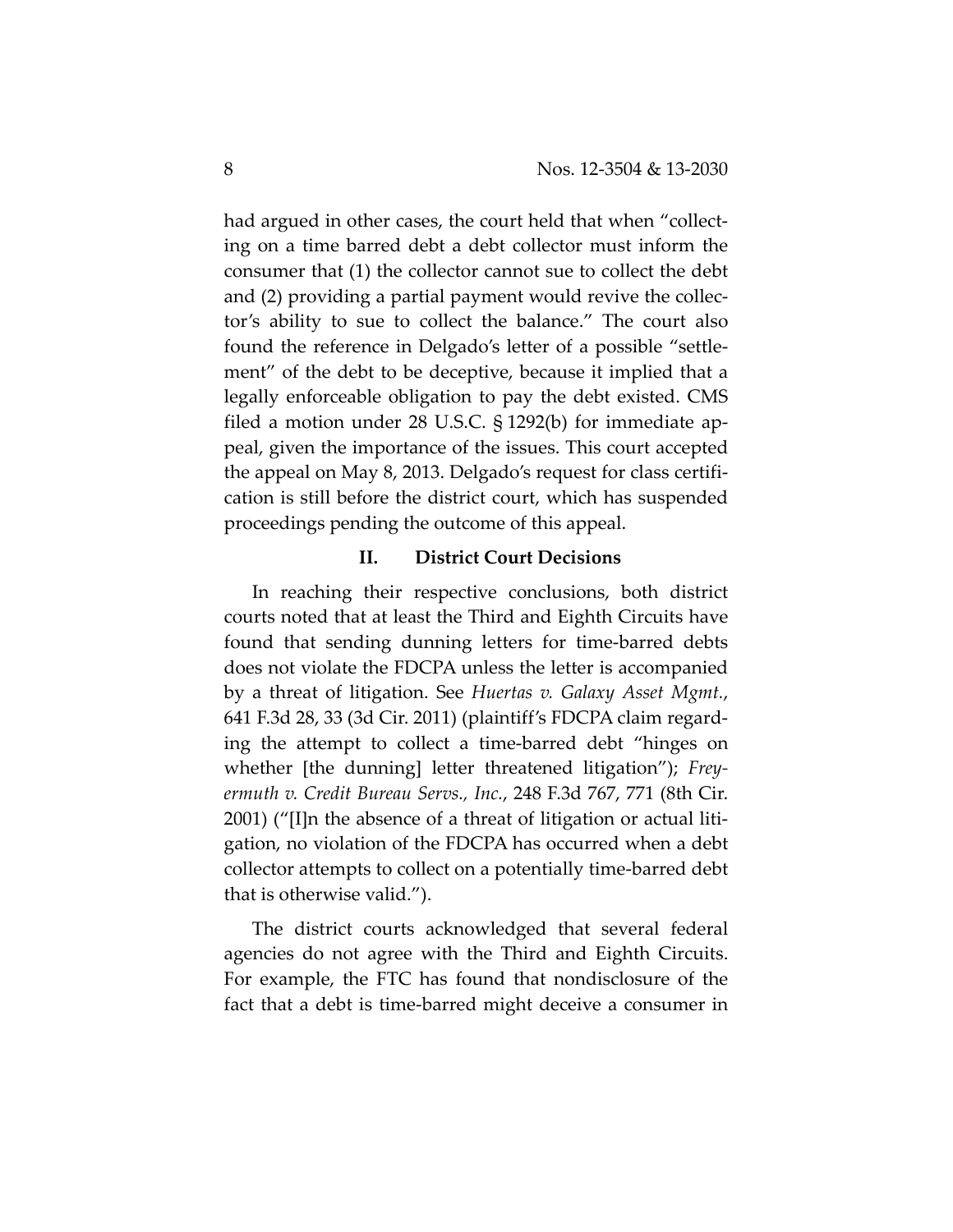had argued in other cases, the court held that when "collecting on a time barred debt a debt collector must inform the consumer that (1) the collector cannot sue to collect the debt and (2) providing a partial payment would revive the collector's ability to sue to collect the balance." The court also found the reference in Delgado's letter of a possible "settlement" of the debt to be deceptive, because it implied that a legally enforceable obligation to pay the debt existed. CMS filed a motion under 28 U.S.C. § 1292(b) for immediate appeal, given the importance of the issues. This court accepted the appeal on May 8, 2013. Delgado's request for class certification is still before the district court, which has suspended proceedings pending the outcome of this appeal.

## II. District Court Decisions

In reaching their respective conclusions, both district courts noted that at least the Third and Eighth Circuits have found that sending dunning letters for time-barred debts does not violate the FDCPA unless the letter is accompanied by a threat of litigation. See *Huertas v. Galaxy Asset Mgmt.*, 641 F.3d 28, 33 (3d Cir. 2011) (plaintiff's FDCPA claim regarding the attempt to collect a time-barred debt "hinges on whether [the dunning] letter threatened litigation"); *Freyermuth v. Credit Bureau Servs., Inc.*, 248 F.3d 767, 771 (8th Cir. 2001) ("[I]n the absence of a threat of litigation or actual litigation, no violation of the FDCPA has occurred when a debt collector attempts to collect on a potentially time-barred debt that is otherwise valid.").

The district courts acknowledged that several federal agencies do not agree with the Third and Eighth Circuits. For example, the FTC has found that nondisclosure of the fact that a debt is time-barred might deceive a consumer in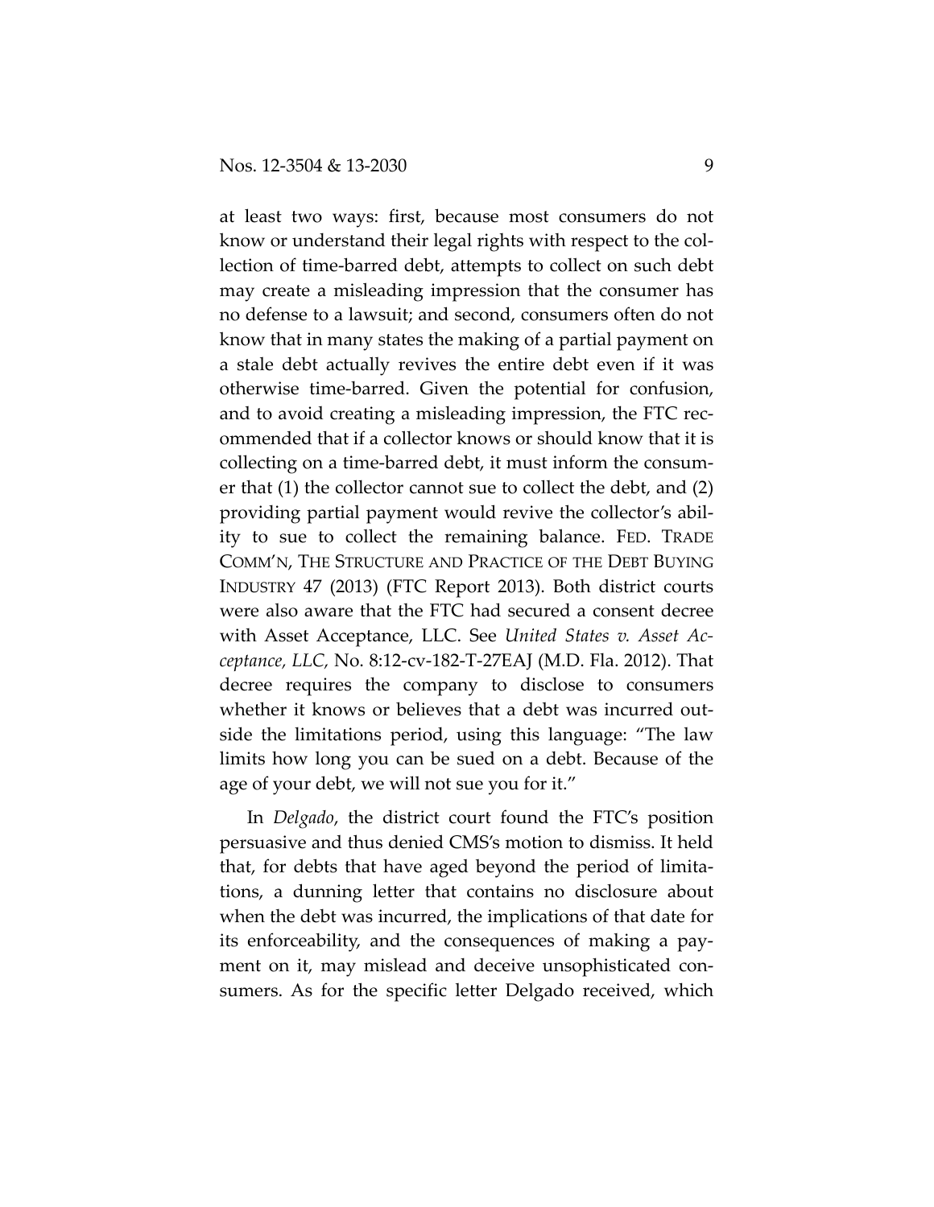at least two ways: first, because most consumers do not know or understand their legal rights with respect to the collection of time-barred debt, attempts to collect on such debt may create a misleading impression that the consumer has no defense to a lawsuit; and second, consumers often do not know that in many states the making of a partial payment on a stale debt actually revives the entire debt even if it was otherwise time-barred. Given the potential for confusion, and to avoid creating a misleading impression, the FTC recommended that if a collector knows or should know that it is collecting on a time-barred debt, it must inform the consumer that (1) the collector cannot sue to collect the debt, and (2) providing partial payment would revive the collector's ability to sue to collect the remaining balance. FED. TRADE COMM'N, THE STRUCTURE AND PRACTICE OF THE DEBT BUYING INDUSTRY 47 (2013) (FTC Report 2013). Both district courts were also aware that the FTC had secured a consent decree with Asset Acceptance, LLC. See *United States v. Asset Acceptance, LLC*, No. 8:12-cv-182-T-27EAJ (M.D. Fla. 2012). That decree requires the company to disclose to consumers whether it knows or believes that a debt was incurred outside the limitations period, using this language: "The law limits how long you can be sued on a debt. Because of the age of your debt, we will not sue you for it."

In *Delgado*, the district court found the FTC's position persuasive and thus denied CMS's motion to dismiss. It held that, for debts that have aged beyond the period of limitations, a dunning letter that contains no disclosure about when the debt was incurred, the implications of that date for its enforceability, and the consequences of making a payment on it, may mislead and deceive unsophisticated consumers. As for the specific letter Delgado received, which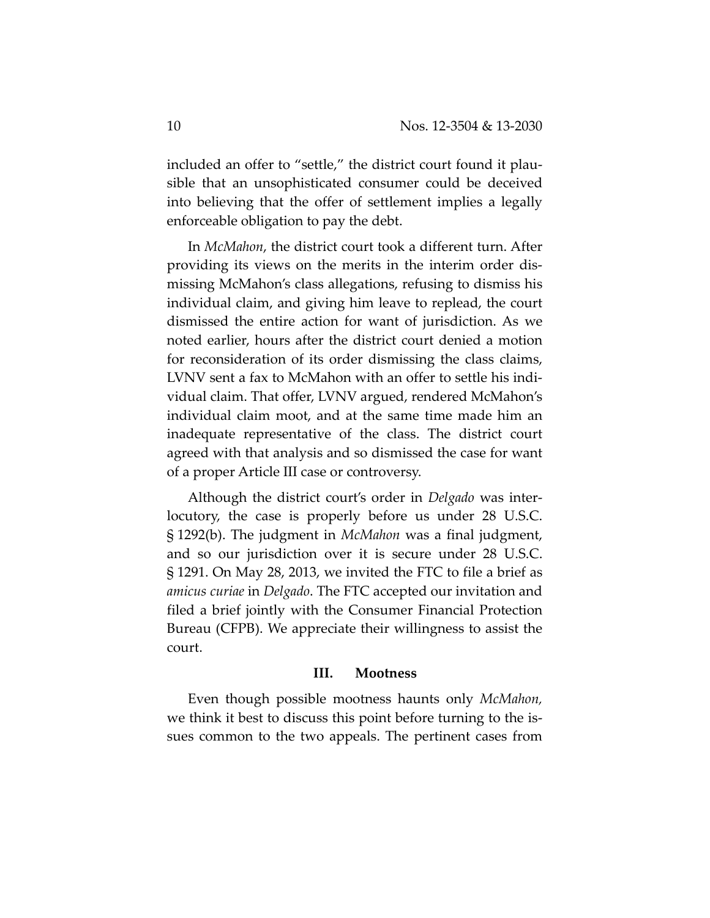included an offer to "settle," the district court found it plausible that an unsophisticated consumer could be deceived into believing that the offer of settlement implies a legally enforceable obligation to pay the debt.

In *McMahon*, the district court took a different turn. After providing its views on the merits in the interim order dismissing McMahon's class allegations, refusing to dismiss his individual claim, and giving him leave to replead, the court dismissed the entire action for want of jurisdiction. As we noted earlier, hours after the district court denied a motion for reconsideration of its order dismissing the class claims, LVNV sent a fax to McMahon with an offer to settle his individual claim. That offer, LVNV argued, rendered McMahon's individual claim moot, and at the same time made him an inadequate representative of the class. The district court agreed with that analysis and so dismissed the case for want of a proper Article III case or controversy.

Although the district court's order in *Delgado* was interlocutory, the case is properly before us under 28 U.S.C. § 1292(b). The judgment in *McMahon* was a final judgment, and so our jurisdiction over it is secure under 28 U.S.C. § 1291. On May 28, 2013, we invited the FTC to file a brief as *amicus curiae* in *Delgado*. The FTC accepted our invitation and filed a brief jointly with the Consumer Financial Protection Bureau (CFPB). We appreciate their willingness to assist the court.

## III. Mootness

Even though possible mootness haunts only *McMahon*, we think it best to discuss this point before turning to the issues common to the two appeals. The pertinent cases from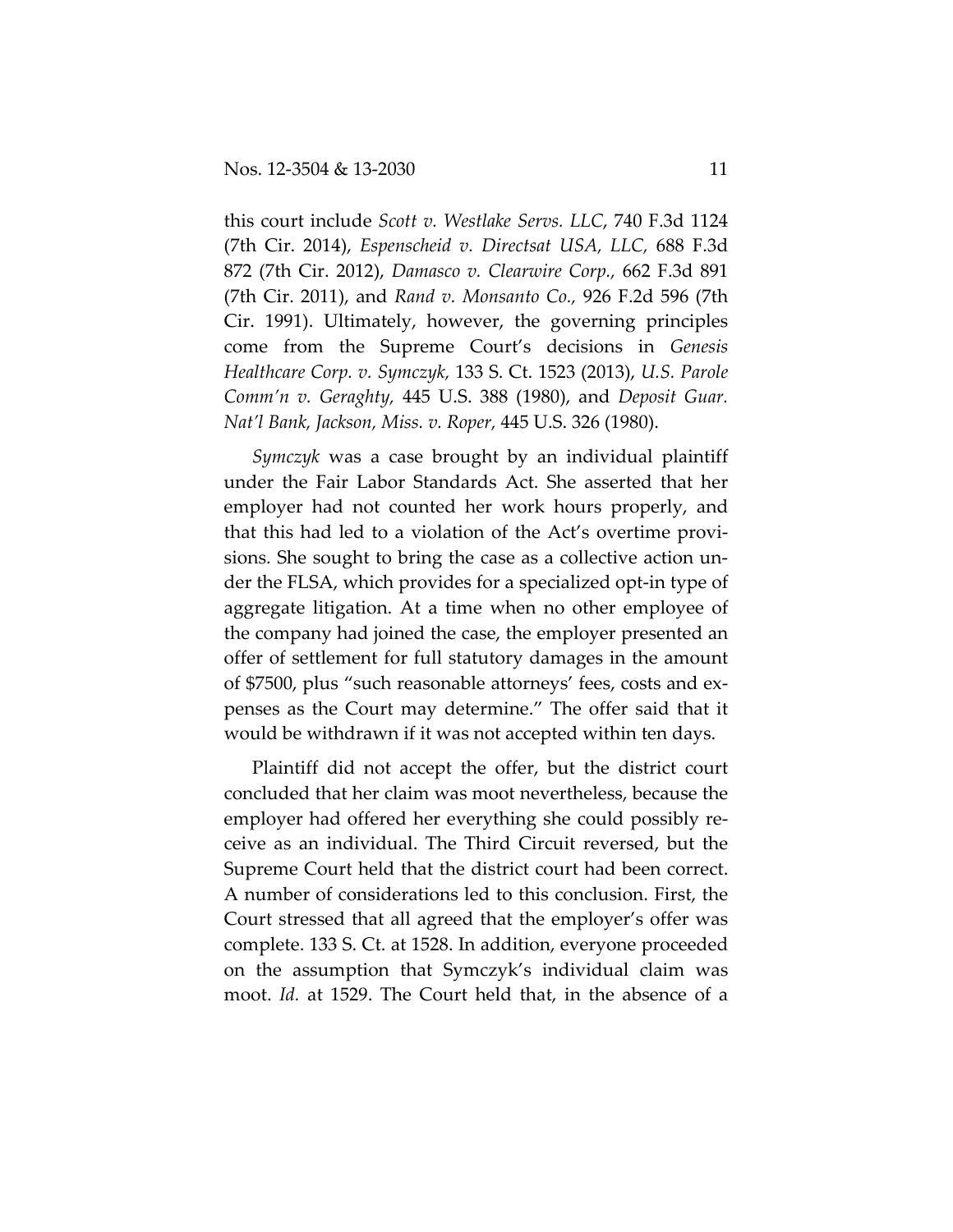this court include *Scott v. Westlake Servs. LLC*, 740 F.3d 1124 (7th Cir. 2014), *Espenscheid v. Directsat USA, LLC,* 688 F.3d 872 (7th Cir. 2012), *Damasco v. Clearwire Corp.*, 662 F.3d 891 (7th Cir. 2011), and *Rand v. Monsanto Co.*, 926 F.2d 596 (7th Cir. 1991). Ultimately, however, the governing principles come from the Supreme Court's decisions in *Genesis Healthcare Corp. v. Symczyk*, 133 S. Ct. 1523 (2013), *U.S. Parole Comm'n v. Geraghty*, 445 U.S. 388 (1980), and *Deposit Guar. Nat'l Bank, Jackson, Miss. v. Roper*, 445 U.S. 326 (1980).

*Symczyk* was a case brought by an individual plaintiff under the Fair Labor Standards Act. She asserted that her employer had not counted her work hours properly, and that this had led to a violation of the Act's overtime provisions. She sought to bring the case as a collective action under the FLSA, which provides for a specialized opt-in type of aggregate litigation. At a time when no other employee of the company had joined the case, the employer presented an offer of settlement for full statutory damages in the amount of $7500, plus "such reasonable attorneys' fees, costs and expenses as the Court may determine." The offer said that it would be withdrawn if it was not accepted within ten days.

Plaintiff did not accept the offer, but the district court concluded that her claim was moot nevertheless, because the employer had offered her everything she could possibly receive as an individual. The Third Circuit reversed, but the Supreme Court held that the district court had been correct. A number of considerations led to this conclusion. First, the Court stressed that all agreed that the employer's offer was complete. 133 S. Ct. at 1528. In addition, everyone proceeded on the assumption that Symczyk's individual claim was moot. *Id.* at 1529. The Court held that, in the absence of a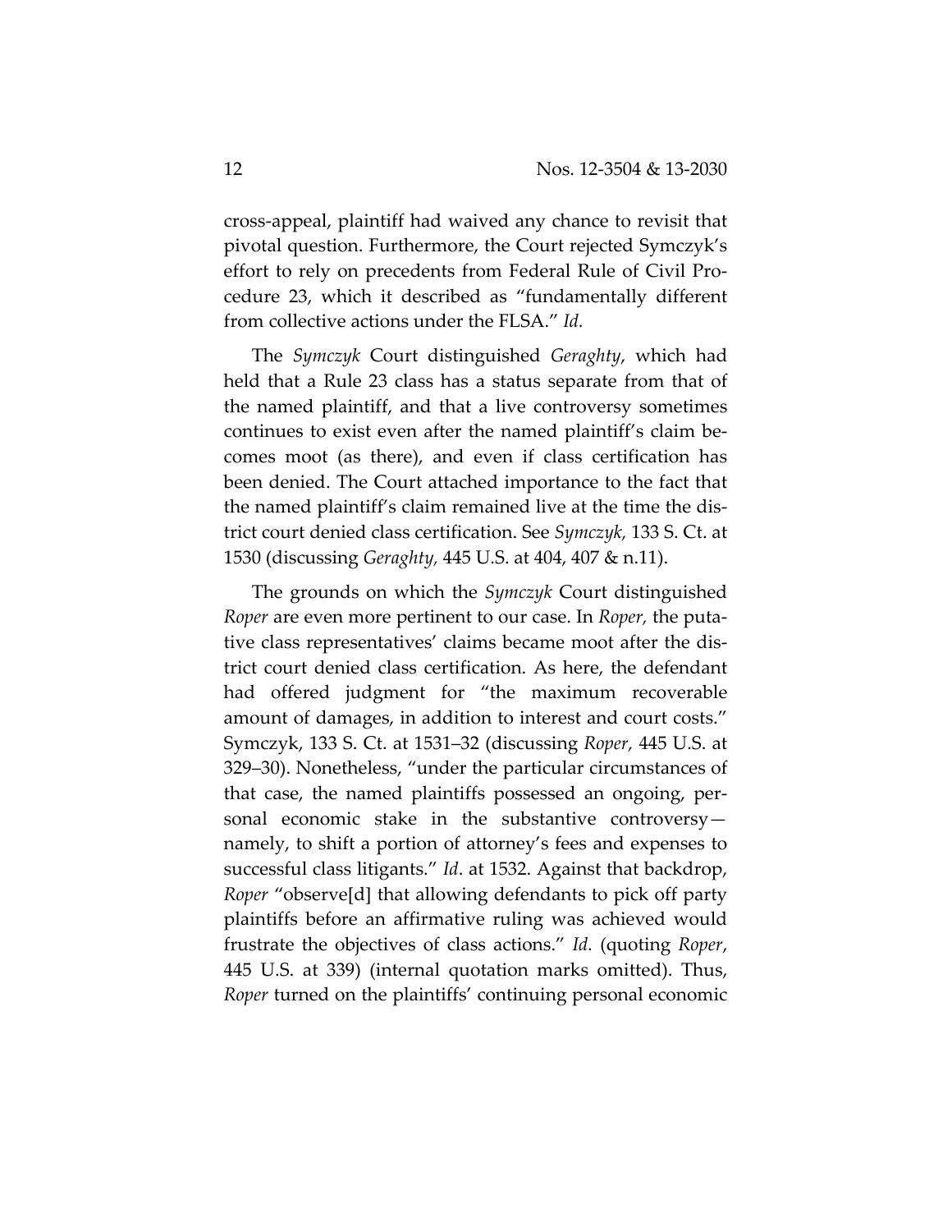cross-appeal, plaintiff had waived any chance to revisit that pivotal question. Furthermore, the Court rejected Symczyk's effort to rely on precedents from Federal Rule of Civil Procedure 23, which it described as "fundamentally different from collective actions under the FLSA." *Id.*

The *Symczyk* Court distinguished *Geraghty*, which had held that a Rule 23 class has a status separate from that of the named plaintiff, and that a live controversy sometimes continues to exist even after the named plaintiff's claim becomes moot (as there), and even if class certification has been denied. The Court attached importance to the fact that the named plaintiff's claim remained live at the time the district court denied class certification. See *Symczyk,* 133 S. Ct. at 1530 (discussing *Geraghty*, 445 U.S. at 404, 407 & n.11).

The grounds on which the *Symczyk* Court distinguished *Roper* are even more pertinent to our case. In *Roper,* the putative class representatives' claims became moot after the district court denied class certification. As here, the defendant had offered judgment for "the maximum recoverable amount of damages, in addition to interest and court costs." Symczyk, 133 S. Ct. at 1531–32 (discussing *Roper,* 445 U.S. at 329–30). Nonetheless, "under the particular circumstances of that case, the named plaintiffs possessed an ongoing, personal economic stake in the substantive controversy—namely, to shift a portion of attorney's fees and expenses to successful class litigants." *Id*. at 1532. Against that backdrop, *Roper* "observe[d] that allowing defendants to pick off party plaintiffs before an affirmative ruling was achieved would frustrate the objectives of class actions." *Id.* (quoting *Roper*, 445 U.S. at 339) (internal quotation marks omitted). Thus, *Roper* turned on the plaintiffs' continuing personal economic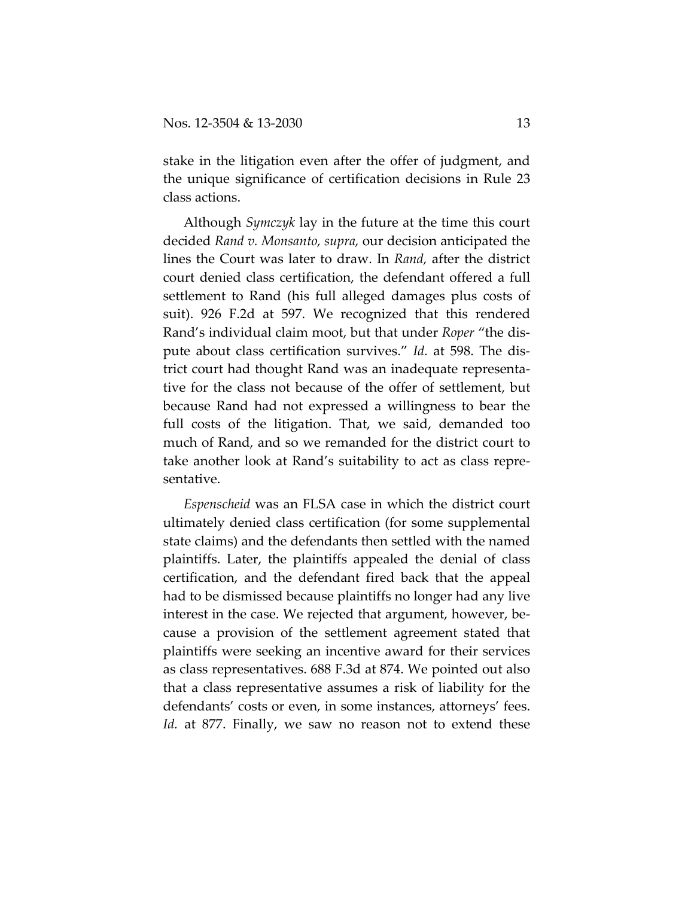stake in the litigation even after the offer of judgment, and the unique significance of certification decisions in Rule 23 class actions.

Although *Symczyk* lay in the future at the time this court decided *Rand v. Monsanto, supra,* our decision anticipated the lines the Court was later to draw. In *Rand,* after the district court denied class certification, the defendant offered a full settlement to Rand (his full alleged damages plus costs of suit). 926 F.2d at 597. We recognized that this rendered Rand's individual claim moot, but that under *Roper* "the dispute about class certification survives." *Id.* at 598. The district court had thought Rand was an inadequate representative for the class not because of the offer of settlement, but because Rand had not expressed a willingness to bear the full costs of the litigation. That, we said, demanded too much of Rand, and so we remanded for the district court to take another look at Rand's suitability to act as class representative.

*Espenscheid* was an FLSA case in which the district court ultimately denied class certification (for some supplemental state claims) and the defendants then settled with the named plaintiffs. Later, the plaintiffs appealed the denial of class certification, and the defendant fired back that the appeal had to be dismissed because plaintiffs no longer had any live interest in the case. We rejected that argument, however, because a provision of the settlement agreement stated that plaintiffs were seeking an incentive award for their services as class representatives. 688 F.3d at 874. We pointed out also that a class representative assumes a risk of liability for the defendants' costs or even, in some instances, attorneys' fees. *Id.* at 877. Finally, we saw no reason not to extend these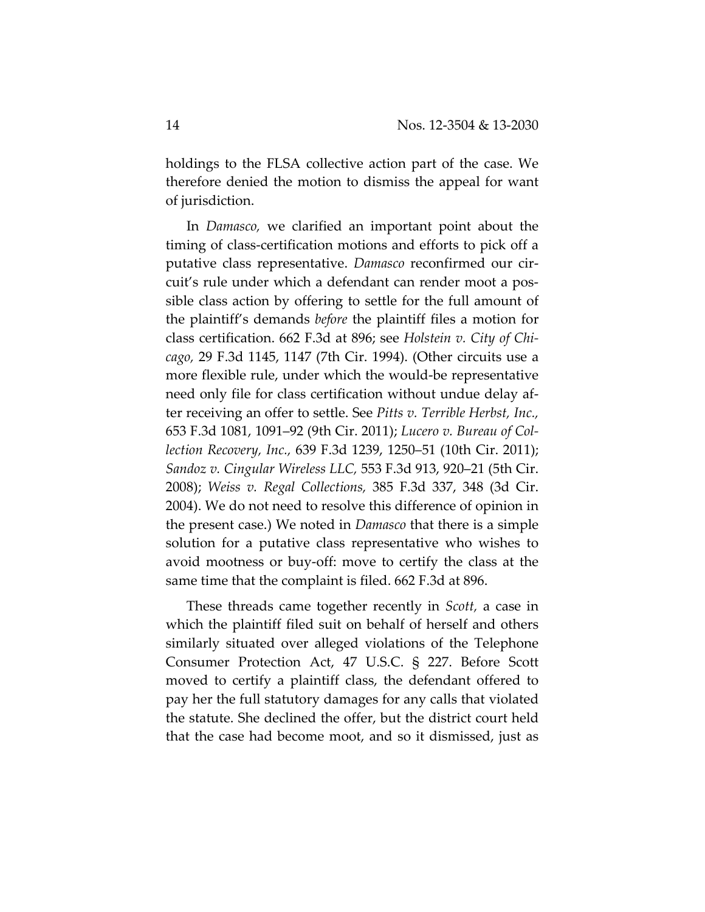holdings to the FLSA collective action part of the case. We therefore denied the motion to dismiss the appeal for want of jurisdiction.

In *Damasco,* we clarified an important point about the timing of class-certification motions and efforts to pick off a putative class representative. *Damasco* reconfirmed our circuit's rule under which a defendant can render moot a possible class action by offering to settle for the full amount of the plaintiff's demands *before* the plaintiff files a motion for class certification. 662 F.3d at 896; see *Holstein v. City of Chicago,* 29 F.3d 1145, 1147 (7th Cir. 1994). (Other circuits use a more flexible rule, under which the would-be representative need only file for class certification without undue delay after receiving an offer to settle. See *Pitts v. Terrible Herbst, Inc.,* 653 F.3d 1081, 1091–92 (9th Cir. 2011); *Lucero v. Bureau of Collection Recovery, Inc.,* 639 F.3d 1239, 1250–51 (10th Cir. 2011); *Sandoz v. Cingular Wireless LLC,* 553 F.3d 913, 920–21 (5th Cir. 2008); *Weiss v. Regal Collections,* 385 F.3d 337, 348 (3d Cir. 2004). We do not need to resolve this difference of opinion in the present case.) We noted in *Damasco* that there is a simple solution for a putative class representative who wishes to avoid mootness or buy-off: move to certify the class at the same time that the complaint is filed. 662 F.3d at 896.

These threads came together recently in *Scott,* a case in which the plaintiff filed suit on behalf of herself and others similarly situated over alleged violations of the Telephone Consumer Protection Act, 47 U.S.C. § 227. Before Scott moved to certify a plaintiff class, the defendant offered to pay her the full statutory damages for any calls that violated the statute. She declined the offer, but the district court held that the case had become moot, and so it dismissed, just as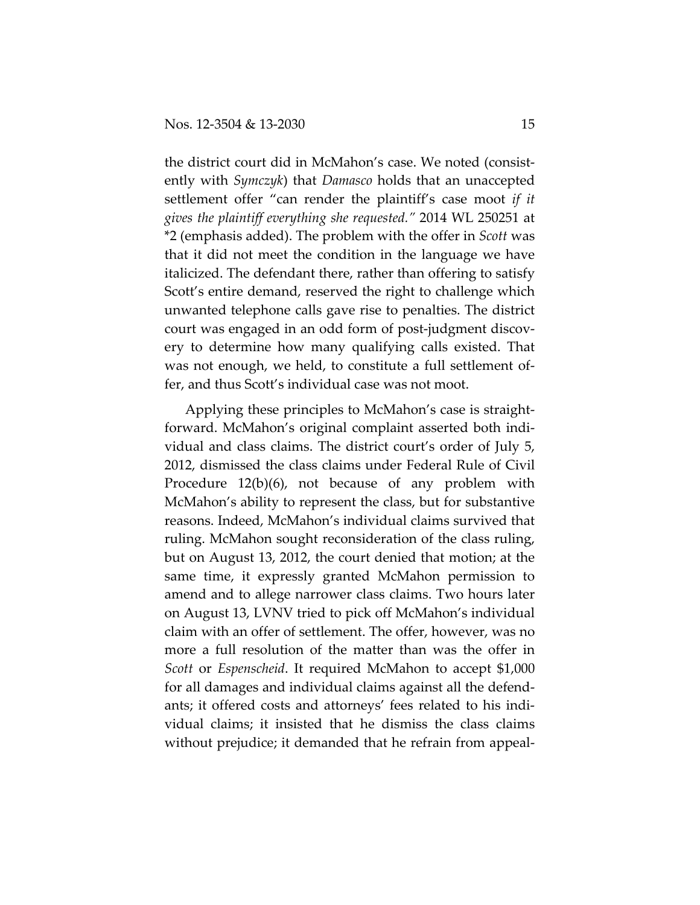the district court did in McMahon's case. We noted (consistently with *Symczyk*) that *Damasco* holds that an unaccepted settlement offer "can render the plaintiff's case moot *if it gives the plaintiff everything she requested.*" 2014 WL 250251 at *2 (emphasis added). The problem with the offer in *Scott* was that it did not meet the condition in the language we have italicized. The defendant there, rather than offering to satisfy Scott's entire demand, reserved the right to challenge which unwanted telephone calls gave rise to penalties. The district court was engaged in an odd form of post-judgment discovery to determine how many qualifying calls existed. That was not enough, we held, to constitute a full settlement offer, and thus Scott's individual case was not moot.

Applying these principles to McMahon's case is straightforward. McMahon's original complaint asserted both individual and class claims. The district court's order of July 5, 2012, dismissed the class claims under Federal Rule of Civil Procedure 12(b)(6), not because of any problem with McMahon's ability to represent the class, but for substantive reasons. Indeed, McMahon's individual claims survived that ruling. McMahon sought reconsideration of the class ruling, but on August 13, 2012, the court denied that motion; at the same time, it expressly granted McMahon permission to amend and to allege narrower class claims. Two hours later on August 13, LVNV tried to pick off McMahon's individual claim with an offer of settlement. The offer, however, was no more a full resolution of the matter than was the offer in *Scott* or *Espenscheid*. It required McMahon to accept $1,000 for all damages and individual claims against all the defendants; it offered costs and attorneys' fees related to his individual claims; it insisted that he dismiss the class claims without prejudice; it demanded that he refrain from appeal-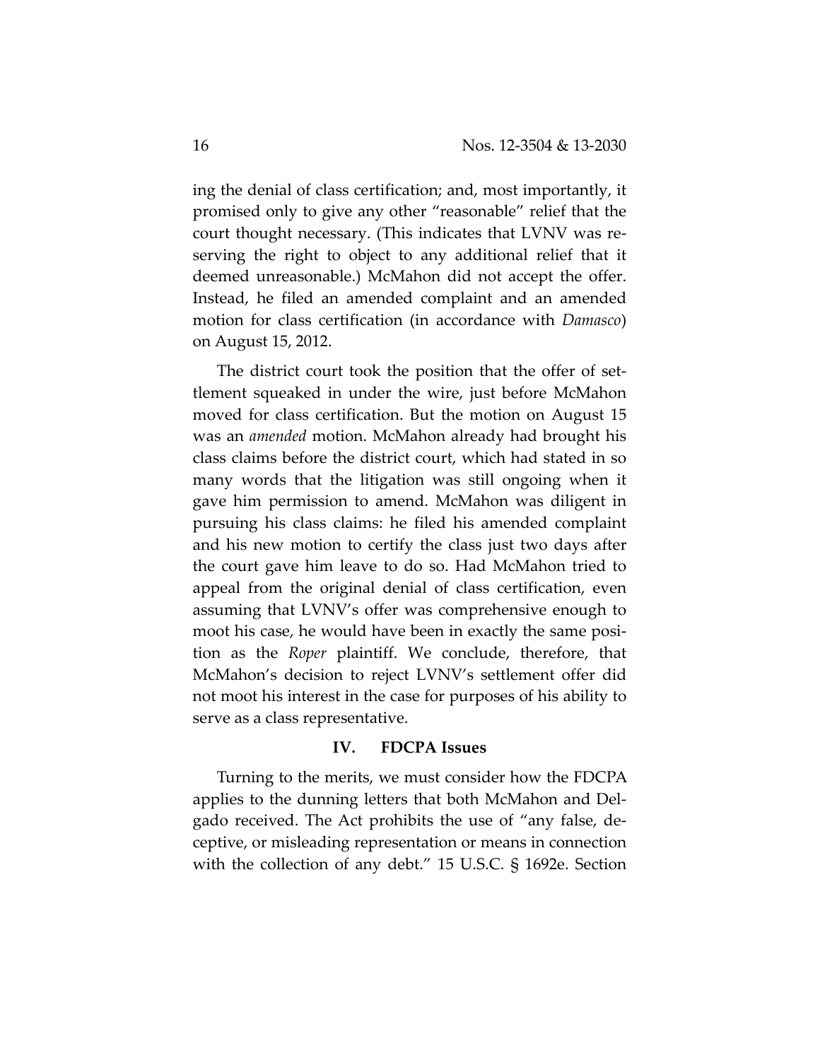ing the denial of class certification; and, most importantly, it promised only to give any other "reasonable" relief that the court thought necessary. (This indicates that LVNV was reserving the right to object to any additional relief that it deemed unreasonable.) McMahon did not accept the offer. Instead, he filed an amended complaint and an amended motion for class certification (in accordance with *Damasco*) on August 15, 2012.

The district court took the position that the offer of settlement squeaked in under the wire, just before McMahon moved for class certification. But the motion on August 15 was an *amended* motion. McMahon already had brought his class claims before the district court, which had stated in so many words that the litigation was still ongoing when it gave him permission to amend. McMahon was diligent in pursuing his class claims: he filed his amended complaint and his new motion to certify the class just two days after the court gave him leave to do so. Had McMahon tried to appeal from the original denial of class certification, even assuming that LVNV's offer was comprehensive enough to moot his case, he would have been in exactly the same position as the *Roper* plaintiff. We conclude, therefore, that McMahon's decision to reject LVNV's settlement offer did not moot his interest in the case for purposes of his ability to serve as a class representative.

### IV. FDCPA Issues

Turning to the merits, we must consider how the FDCPA applies to the dunning letters that both McMahon and Delgado received. The Act prohibits the use of "any false, deceptive, or misleading representation or means in connection with the collection of any debt." 15 U.S.C. § 1692e. Section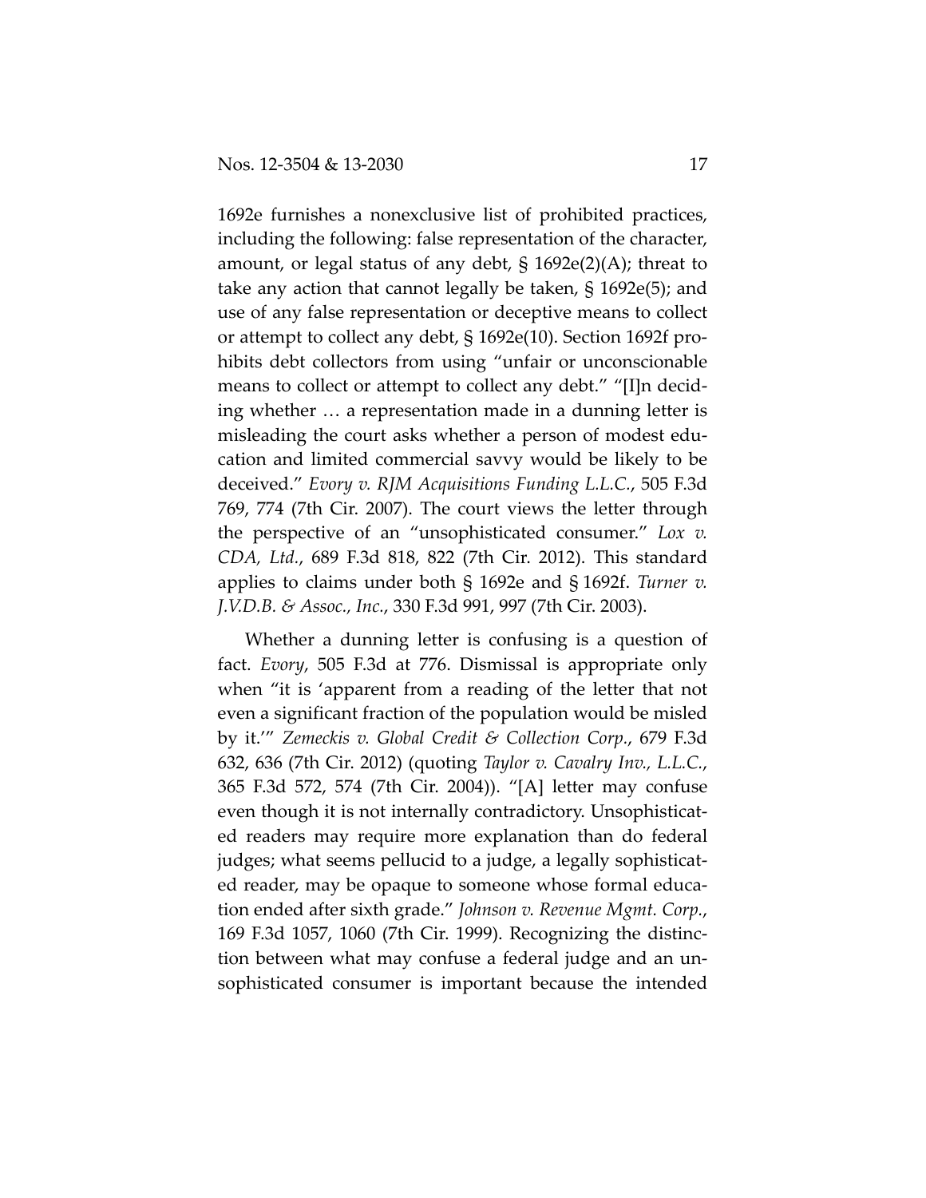1692e furnishes a nonexclusive list of prohibited practices, including the following: false representation of the character, amount, or legal status of any debt, § 1692e(2)(A); threat to take any action that cannot legally be taken, § 1692e(5); and use of any false representation or deceptive means to collect or attempt to collect any debt, § 1692e(10). Section 1692f prohibits debt collectors from using "unfair or unconscionable means to collect or attempt to collect any debt." "[I]n deciding whether … a representation made in a dunning letter is misleading the court asks whether a person of modest education and limited commercial savvy would be likely to be deceived." *Evory v. RJM Acquisitions Funding L.L.C.*, 505 F.3d 769, 774 (7th Cir. 2007). The court views the letter through the perspective of an "unsophisticated consumer." *Lox v. CDA, Ltd.*, 689 F.3d 818, 822 (7th Cir. 2012). This standard applies to claims under both § 1692e and § 1692f. *Turner v. J.V.D.B. & Assoc., Inc.*, 330 F.3d 991, 997 (7th Cir. 2003).

Whether a dunning letter is confusing is a question of fact. *Evory*, 505 F.3d at 776. Dismissal is appropriate only when "it is 'apparent from a reading of the letter that not even a significant fraction of the population would be misled by it.'" *Zemeckis v. Global Credit & Collection Corp.*, 679 F.3d 632, 636 (7th Cir. 2012) (quoting *Taylor v. Cavalry Inv., L.L.C.*, 365 F.3d 572, 574 (7th Cir. 2004)). "[A] letter may confuse even though it is not internally contradictory. Unsophisticated readers may require more explanation than do federal judges; what seems pellucid to a judge, a legally sophisticated reader, may be opaque to someone whose formal education ended after sixth grade." *Johnson v. Revenue Mgmt. Corp.*, 169 F.3d 1057, 1060 (7th Cir. 1999). Recognizing the distinction between what may confuse a federal judge and an unsophisticated consumer is important because the intended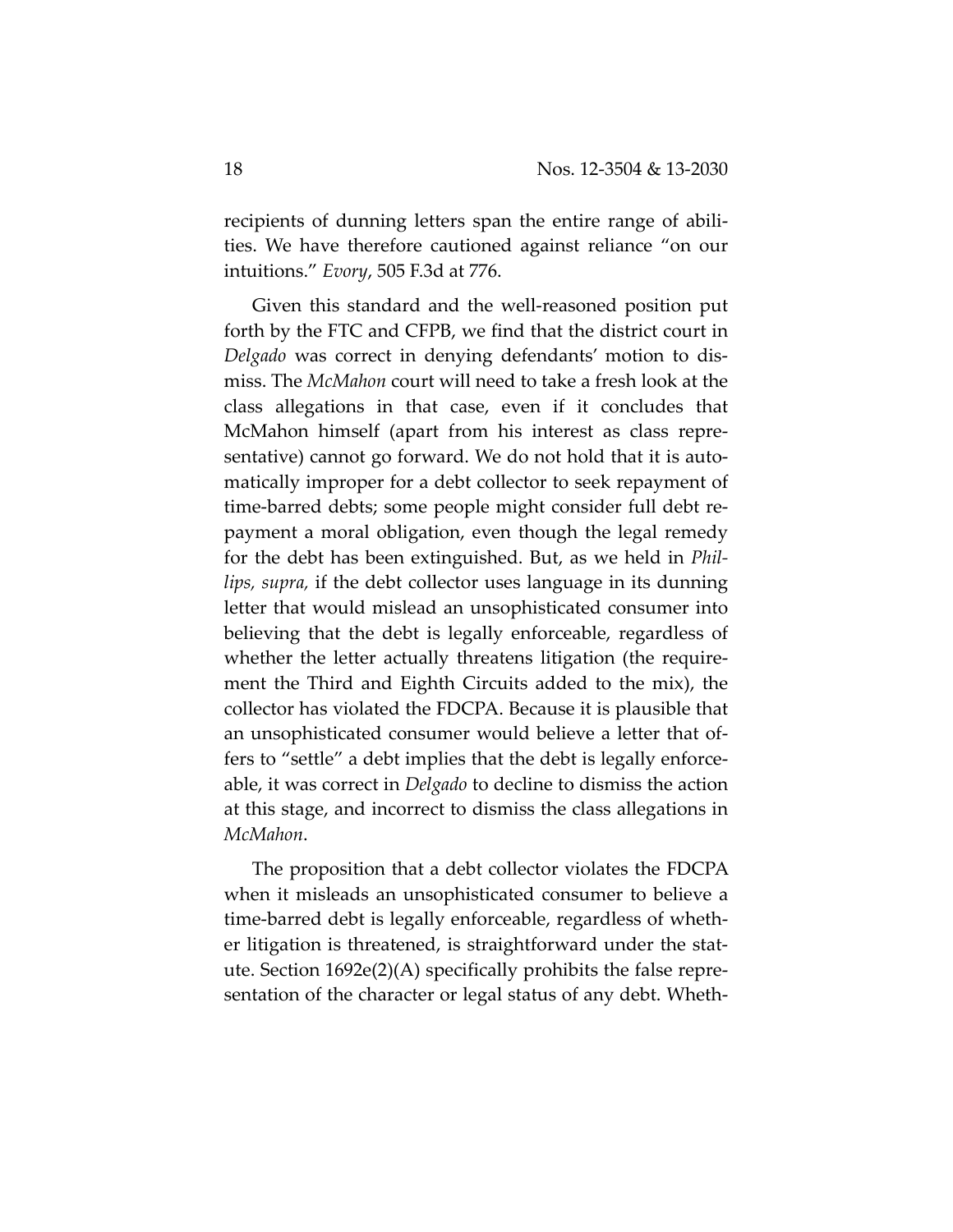recipients of dunning letters span the entire range of abilities. We have therefore cautioned against reliance "on our intuitions." *Evory*, 505 F.3d at 776.

Given this standard and the well-reasoned position put forth by the FTC and CFPB, we find that the district court in *Delgado* was correct in denying defendants' motion to dismiss. The *McMahon* court will need to take a fresh look at the class allegations in that case, even if it concludes that McMahon himself (apart from his interest as class representative) cannot go forward. We do not hold that it is automatically improper for a debt collector to seek repayment of time-barred debts; some people might consider full debt repayment a moral obligation, even though the legal remedy for the debt has been extinguished. But, as we held in *Phillips, supra,* if the debt collector uses language in its dunning letter that would mislead an unsophisticated consumer into believing that the debt is legally enforceable, regardless of whether the letter actually threatens litigation (the requirement the Third and Eighth Circuits added to the mix), the collector has violated the FDCPA. Because it is plausible that an unsophisticated consumer would believe a letter that offers to "settle" a debt implies that the debt is legally enforceable, it was correct in *Delgado* to decline to dismiss the action at this stage, and incorrect to dismiss the class allegations in *McMahon*.

The proposition that a debt collector violates the FDCPA when it misleads an unsophisticated consumer to believe a time-barred debt is legally enforceable, regardless of whether litigation is threatened, is straightforward under the statute. Section 1692e(2)(A) specifically prohibits the false representation of the character or legal status of any debt. Wheth-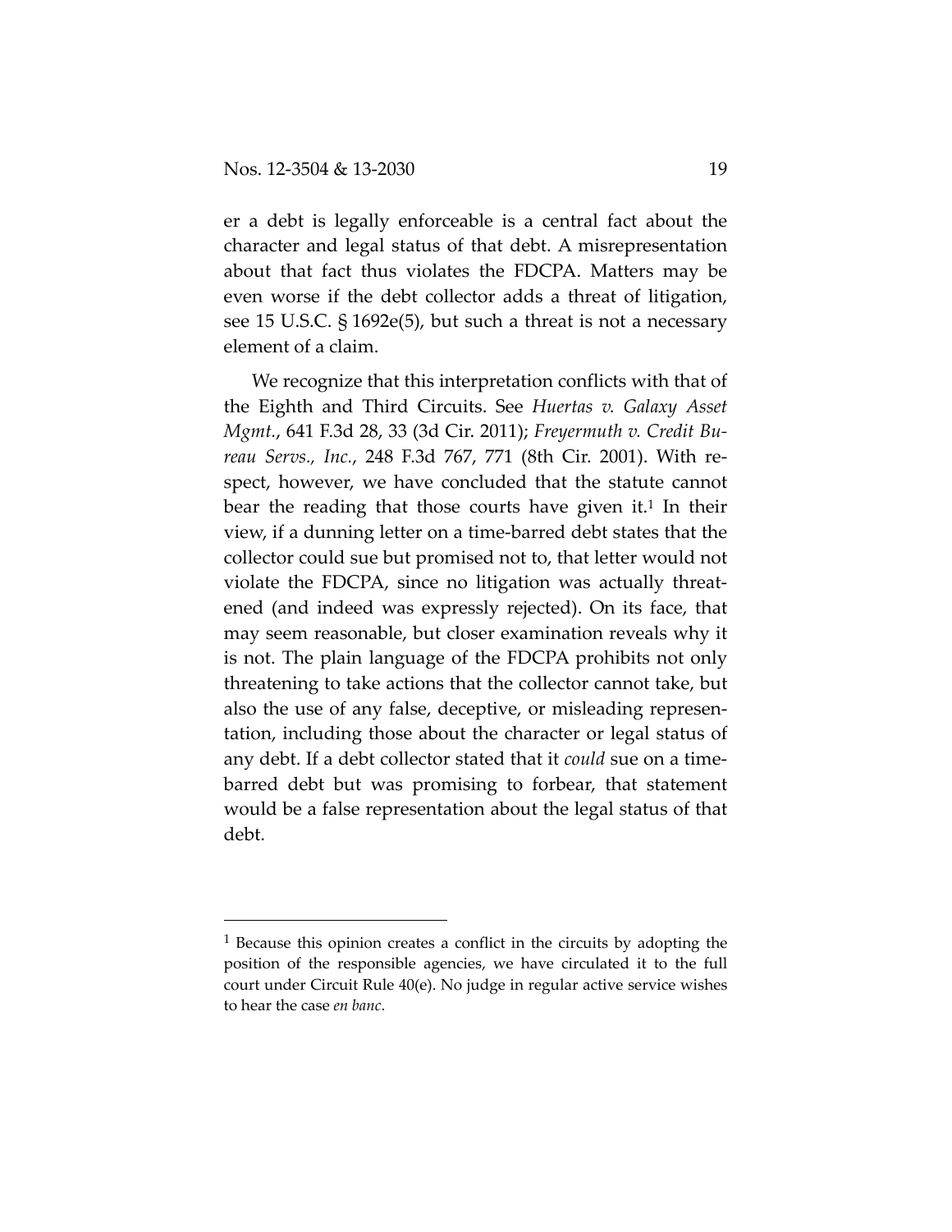er a debt is legally enforceable is a central fact about the character and legal status of that debt. A misrepresentation about that fact thus violates the FDCPA. Matters may be even worse if the debt collector adds a threat of litigation, see 15 U.S.C. § 1692e(5), but such a threat is not a necessary element of a claim.

We recognize that this interpretation conflicts with that of the Eighth and Third Circuits. See *Huertas v. Galaxy Asset Mgmt.*, 641 F.3d 28, 33 (3d Cir. 2011); *Freyermuth v. Credit Bureau Servs., Inc.*, 248 F.3d 767, 771 (8th Cir. 2001). With respect, however, we have concluded that the statute cannot bear the reading that those courts have given it.[1] In their view, if a dunning letter on a time-barred debt states that the collector could sue but promised not to, that letter would not violate the FDCPA, since no litigation was actually threatened (and indeed was expressly rejected). On its face, that may seem reasonable, but closer examination reveals why it is not. The plain language of the FDCPA prohibits not only threatening to take actions that the collector cannot take, but also the use of any false, deceptive, or misleading representation, including those about the character or legal status of any debt. If a debt collector stated that it *could* sue on a time-barred debt but was promising to forbear, that statement would be a false representation about the legal status of that debt.

---

[1] Because this opinion creates a conflict in the circuits by adopting the position of the responsible agencies, we have circulated it to the full court under Circuit Rule 40(e). No judge in regular active service wishes to hear the case *en banc*.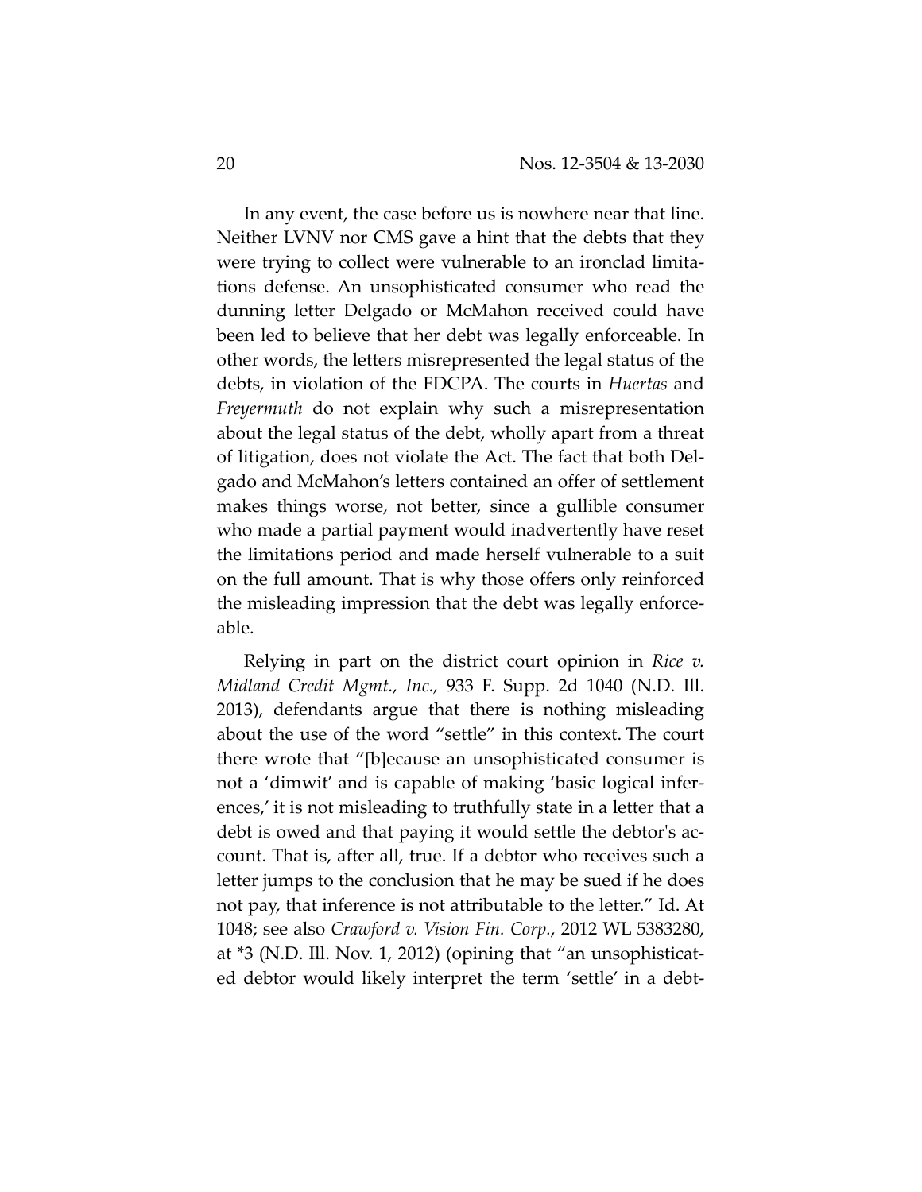In any event, the case before us is nowhere near that line. Neither LVNV nor CMS gave a hint that the debts that they were trying to collect were vulnerable to an ironclad limitations defense. An unsophisticated consumer who read the dunning letter Delgado or McMahon received could have been led to believe that her debt was legally enforceable. In other words, the letters misrepresented the legal status of the debts, in violation of the FDCPA. The courts in *Huertas* and *Freyermuth* do not explain why such a misrepresentation about the legal status of the debt, wholly apart from a threat of litigation, does not violate the Act. The fact that both Delgado and McMahon's letters contained an offer of settlement makes things worse, not better, since a gullible consumer who made a partial payment would inadvertently have reset the limitations period and made herself vulnerable to a suit on the full amount. That is why those offers only reinforced the misleading impression that the debt was legally enforceable.

Relying in part on the district court opinion in *Rice v. Midland Credit Mgmt., Inc.,* 933 F. Supp. 2d 1040 (N.D. Ill. 2013), defendants argue that there is nothing misleading about the use of the word "settle" in this context. The court there wrote that "[b]ecause an unsophisticated consumer is not a 'dimwit' and is capable of making 'basic logical inferences,' it is not misleading to truthfully state in a letter that a debt is owed and that paying it would settle the debtor's account. That is, after all, true. If a debtor who receives such a letter jumps to the conclusion that he may be sued if he does not pay, that inference is not attributable to the letter." Id. At 1048; see also *Crawford v. Vision Fin. Corp.*, 2012 WL 5383280, at *3 (N.D. Ill. Nov. 1, 2012) (opining that "an unsophisticated debtor would likely interpret the term 'settle' in a debt-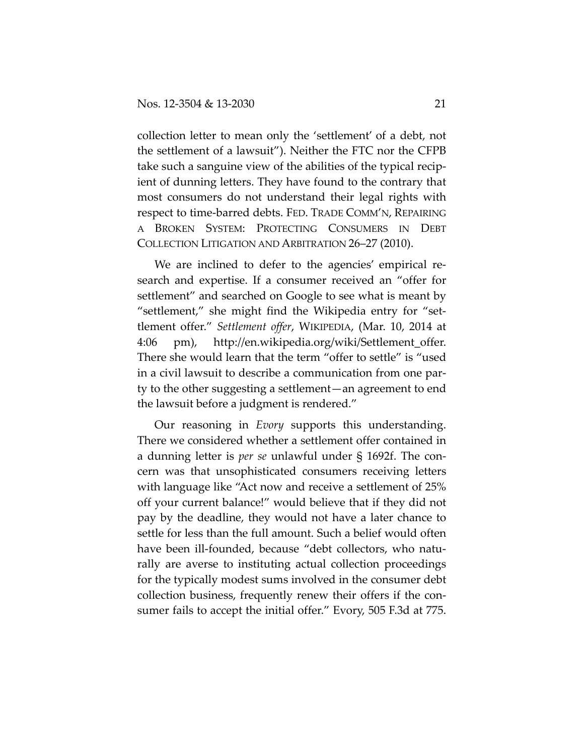collection letter to mean only the 'settlement' of a debt, not the settlement of a lawsuit"). Neither the FTC nor the CFPB take such a sanguine view of the abilities of the typical recipient of dunning letters. They have found to the contrary that most consumers do not understand their legal rights with respect to time-barred debts. FED. TRADE COMM'N, REPAIRING A BROKEN SYSTEM: PROTECTING CONSUMERS IN DEBT COLLECTION LITIGATION AND ARBITRATION 26–27 (2010).

We are inclined to defer to the agencies' empirical research and expertise. If a consumer received an "offer for settlement" and searched on Google to see what is meant by "settlement," she might find the Wikipedia entry for "settlement offer." *Settlement offer*, WIKIPEDIA, (Mar. 10, 2014 at 4:06 pm), http://en.wikipedia.org/wiki/Settlement_offer. There she would learn that the term "offer to settle" is "used in a civil lawsuit to describe a communication from one party to the other suggesting a settlement—an agreement to end the lawsuit before a judgment is rendered."

Our reasoning in *Evory* supports this understanding. There we considered whether a settlement offer contained in a dunning letter is *per se* unlawful under § 1692f. The concern was that unsophisticated consumers receiving letters with language like "Act now and receive a settlement of 25% off your current balance!" would believe that if they did not pay by the deadline, they would not have a later chance to settle for less than the full amount. Such a belief would often have been ill-founded, because "debt collectors, who naturally are averse to instituting actual collection proceedings for the typically modest sums involved in the consumer debt collection business, frequently renew their offers if the consumer fails to accept the initial offer." Evory, 505 F.3d at 775.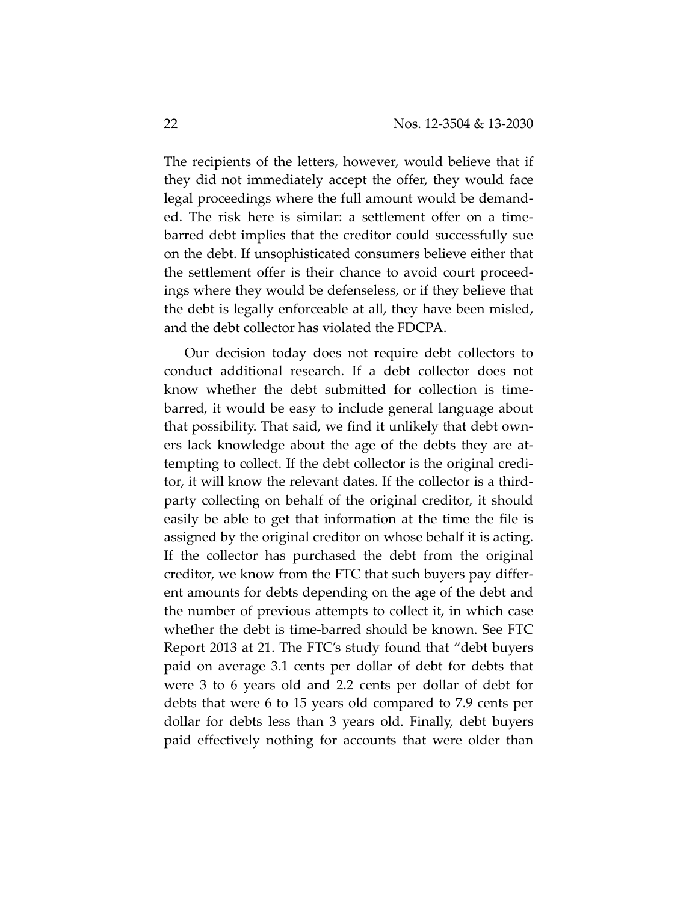The recipients of the letters, however, would believe that if they did not immediately accept the offer, they would face legal proceedings where the full amount would be demanded. The risk here is similar: a settlement offer on a time-barred debt implies that the creditor could successfully sue on the debt. If unsophisticated consumers believe either that the settlement offer is their chance to avoid court proceedings where they would be defenseless, or if they believe that the debt is legally enforceable at all, they have been misled, and the debt collector has violated the FDCPA.

Our decision today does not require debt collectors to conduct additional research. If a debt collector does not know whether the debt submitted for collection is time-barred, it would be easy to include general language about that possibility. That said, we find it unlikely that debt owners lack knowledge about the age of the debts they are attempting to collect. If the debt collector is the original creditor, it will know the relevant dates. If the collector is a third-party collecting on behalf of the original creditor, it should easily be able to get that information at the time the file is assigned by the original creditor on whose behalf it is acting. If the collector has purchased the debt from the original creditor, we know from the FTC that such buyers pay different amounts for debts depending on the age of the debt and the number of previous attempts to collect it, in which case whether the debt is time-barred should be known. See FTC Report 2013 at 21. The FTC's study found that "debt buyers paid on average 3.1 cents per dollar of debt for debts that were 3 to 6 years old and 2.2 cents per dollar of debt for debts that were 6 to 15 years old compared to 7.9 cents per dollar for debts less than 3 years old. Finally, debt buyers paid effectively nothing for accounts that were older than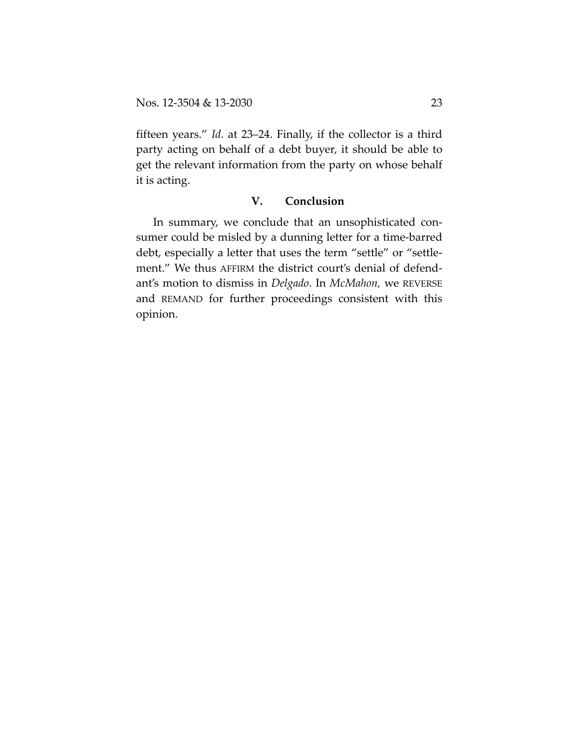fifteen years." *Id.* at 23–24. Finally, if the collector is a third party acting on behalf of a debt buyer, it should be able to get the relevant information from the party on whose behalf it is acting.

## V. Conclusion

In summary, we conclude that an unsophisticated consumer could be misled by a dunning letter for a time-barred debt, especially a letter that uses the term "settle" or "settlement." We thus AFFIRM the district court's denial of defendant's motion to dismiss in *Delgado*. In *McMahon,* we REVERSE and REMAND for further proceedings consistent with this opinion.